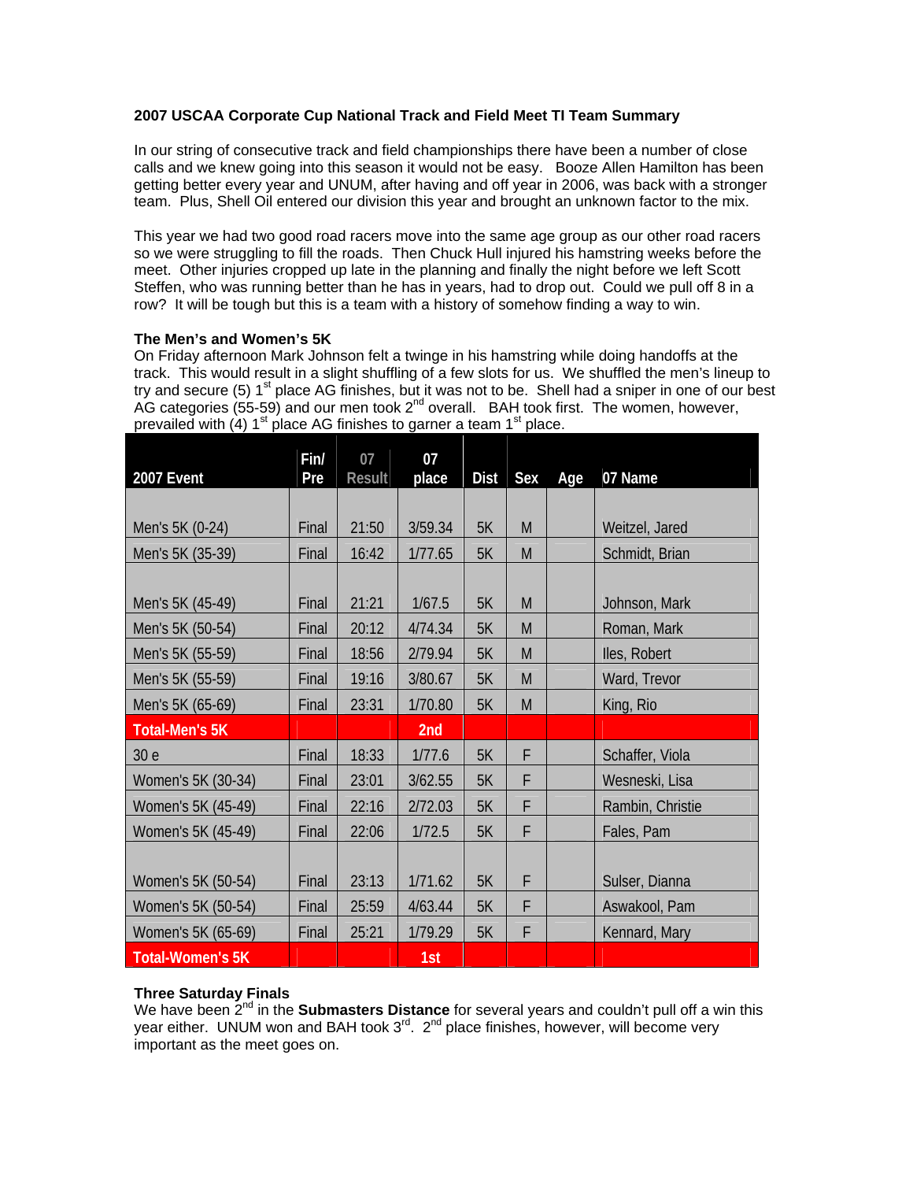**2007 USCAA Corporate Cup National Track and Field Meet TI Team Summary**

In our string of consecutive track and field championships there have been a number of close calls and we knew going into this season it would not be easy. Booze Allen Hamilton has been getting better every year and UNUM, after having and off year in 2006, was back with a stronger team. Plus, Shell Oil entered our division this year and brought an unknown factor to the mix.

This year we had two good road racers move into the same age group as our other road racers so we were struggling to fill the roads. Then Chuck Hull injured his hamstring weeks before the meet. Other injuries cropped up late in the planning and finally the night before we left Scott Steffen, who was running better than he has in years, had to drop out. Could we pull off 8 in a row? It will be tough but this is a team with a history of somehow finding a way to win.

**The Men's and Women's 5K**

On Friday afternoon Mark Johnson felt a twinge in his hamstring while doing handoffs at the track. This would result in a slight shuffling of a few slots for us. We shuffled the men's lineup to try and secure (5) 1st place AG finishes, but it was not to be. Shell had a sniper in one of our best AG categories (55-59) and our men took 2nd overall. BAH took first. The women, however, prevailed with (4) 1st place AG finishes to garner a team 1st place.

| 2007 Event | Fin/ Pre | 07 Result | 07 place | Dist | Sex | Age | 07 Name |
|---|---|---|---|---|---|---|---|
| Men's 5K (0-24) | Final | 21:50 | 3/59.34 | 5K | M | | Weitzel, Jared |
| Men's 5K (35-39) | Final | 16:42 | 1/77.65 | 5K | M | | Schmidt, Brian |
| Men's 5K (45-49) | Final | 21:21 | 1/67.5 | 5K | M | | Johnson, Mark |
| Men's 5K (50-54) | Final | 20:12 | 4/74.34 | 5K | M | | Roman, Mark |
| Men's 5K (55-59) | Final | 18:56 | 2/79.94 | 5K | M | | Iles, Robert |
| Men's 5K (55-59) | Final | 19:16 | 3/80.67 | 5K | M | | Ward, Trevor |
| Men's 5K (65-69) | Final | 23:31 | 1/70.80 | 5K | M | | King, Rio |
| **Total-Men's 5K** | | | **2nd** | | | | |
| 30 e | Final | 18:33 | 1/77.6 | 5K | F | | Schaffer, Viola |
| Women's 5K (30-34) | Final | 23:01 | 3/62.55 | 5K | F | | Wesneski, Lisa |
| Women's 5K (45-49) | Final | 22:16 | 2/72.03 | 5K | F | | Rambin, Christie |
| Women's 5K (45-49) | Final | 22:06 | 1/72.5 | 5K | F | | Fales, Pam |
| Women's 5K (50-54) | Final | 23:13 | 1/71.62 | 5K | F | | Sulser, Dianna |
| Women's 5K (50-54) | Final | 25:59 | 4/63.44 | 5K | F | | Aswakool, Pam |
| Women's 5K (65-69) | Final | 25:21 | 1/79.29 | 5K | F | | Kennard, Mary |
| **Total-Women's 5K** | | | **1st** | | | | |

**Three Saturday Finals**

We have been 2nd in the **Submasters Distance** for several years and couldn't pull off a win this year either. UNUM won and BAH took 3rd. 2nd place finishes, however, will become very important as the meet goes on.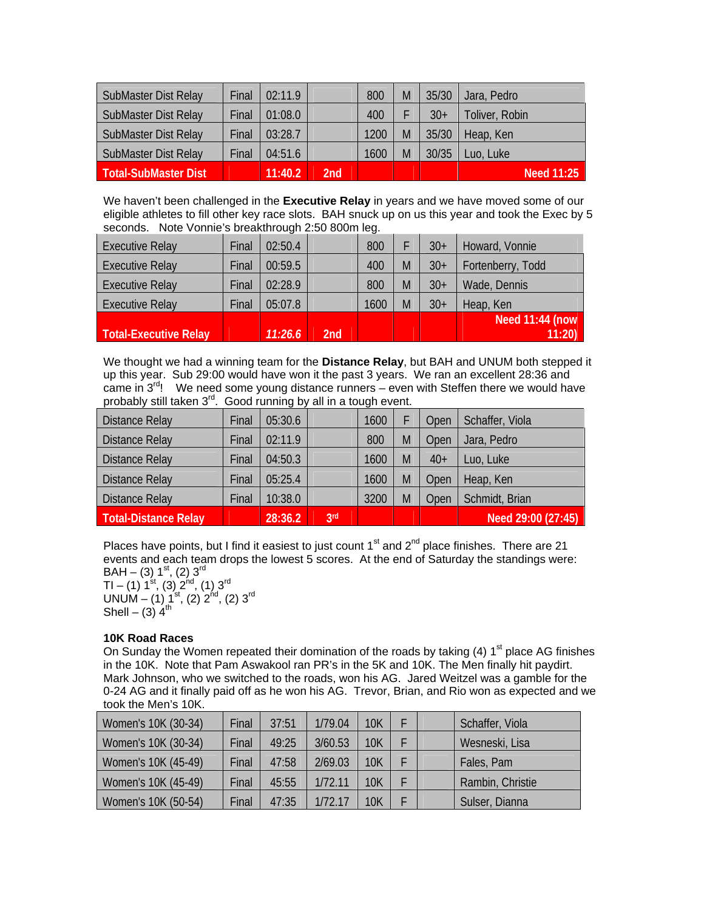| | | | | | | | |
|---|---|---|---|---|---|---|---|
| SubMaster Dist Relay | Final | 02:11.9 | | 800 | M | 35/30 | Jara, Pedro |
| SubMaster Dist Relay | Final | 01:08.0 | | 400 | F | 30+ | Toliver, Robin |
| SubMaster Dist Relay | Final | 03:28.7 | | 1200 | M | 35/30 | Heap, Ken |
| SubMaster Dist Relay | Final | 04:51.6 | | 1600 | M | 30/35 | Luo, Luke |
| **Total-SubMaster Dist** | | **11:40.2** | **2nd** | | | | **Need 11:25** |

We haven't been challenged in the **Executive Relay** in years and we have moved some of our eligible athletes to fill other key race slots. BAH snuck up on us this year and took the Exec by 5 seconds. Note Vonnie's breakthrough 2:50 800m leg.

| | | | | | | | |
|---|---|---|---|---|---|---|---|
| Executive Relay | Final | 02:50.4 | | 800 | F | 30+ | Howard, Vonnie |
| Executive Relay | Final | 00:59.5 | | 400 | M | 30+ | Fortenberry, Todd |
| Executive Relay | Final | 02:28.9 | | 800 | M | 30+ | Wade, Dennis |
| Executive Relay | Final | 05:07.8 | | 1600 | M | 30+ | Heap, Ken |
| **Total-Executive Relay** | | ***11:26.6*** | **2nd** | | | | **Need 11:44 (now 11:20)** |

We thought we had a winning team for the **Distance Relay**, but BAH and UNUM both stepped it up this year. Sub 29:00 would have won it the past 3 years. We ran an excellent 28:36 and came in 3rd! We need some young distance runners – even with Steffen there we would have probably still taken 3rd. Good running by all in a tough event.

| | | | | | | | |
|---|---|---|---|---|---|---|---|
| Distance Relay | Final | 05:30.6 | | 1600 | F | Open | Schaffer, Viola |
| Distance Relay | Final | 02:11.9 | | 800 | M | Open | Jara, Pedro |
| Distance Relay | Final | 04:50.3 | | 1600 | M | 40+ | Luo, Luke |
| Distance Relay | Final | 05:25.4 | | 1600 | M | Open | Heap, Ken |
| Distance Relay | Final | 10:38.0 | | 3200 | M | Open | Schmidt, Brian |
| **Total-Distance Relay** | | **28:36.2** | **3rd** | | | | **Need 29:00 (27:45)** |

Places have points, but I find it easiest to just count 1st and 2nd place finishes. There are 21 events and each team drops the lowest 5 scores. At the end of Saturday the standings were:
BAH – (3) 1st, (2) 3rd
TI – (1) 1st, (3) 2nd, (1) 3rd
UNUM – (1) 1st, (2) 2nd, (2) 3rd
Shell – (3) 4th

**10K Road Races**

On Sunday the Women repeated their domination of the roads by taking (4) 1st place AG finishes in the 10K. Note that Pam Aswakool ran PR's in the 5K and 10K. The Men finally hit paydirt. Mark Johnson, who we switched to the roads, won his AG. Jared Weitzel was a gamble for the 0-24 AG and it finally paid off as he won his AG. Trevor, Brian, and Rio won as expected and we took the Men's 10K.

| | | | | | | | |
|---|---|---|---|---|---|---|---|
| Women's 10K (30-34) | Final | 37:51 | 1/79.04 | 10K | F | | Schaffer, Viola |
| Women's 10K (30-34) | Final | 49:25 | 3/60.53 | 10K | F | | Wesneski, Lisa |
| Women's 10K (45-49) | Final | 47:58 | 2/69.03 | 10K | F | | Fales, Pam |
| Women's 10K (45-49) | Final | 45:55 | 1/72.11 | 10K | F | | Rambin, Christie |
| Women's 10K (50-54) | Final | 47:35 | 1/72.17 | 10K | F | | Sulser, Dianna |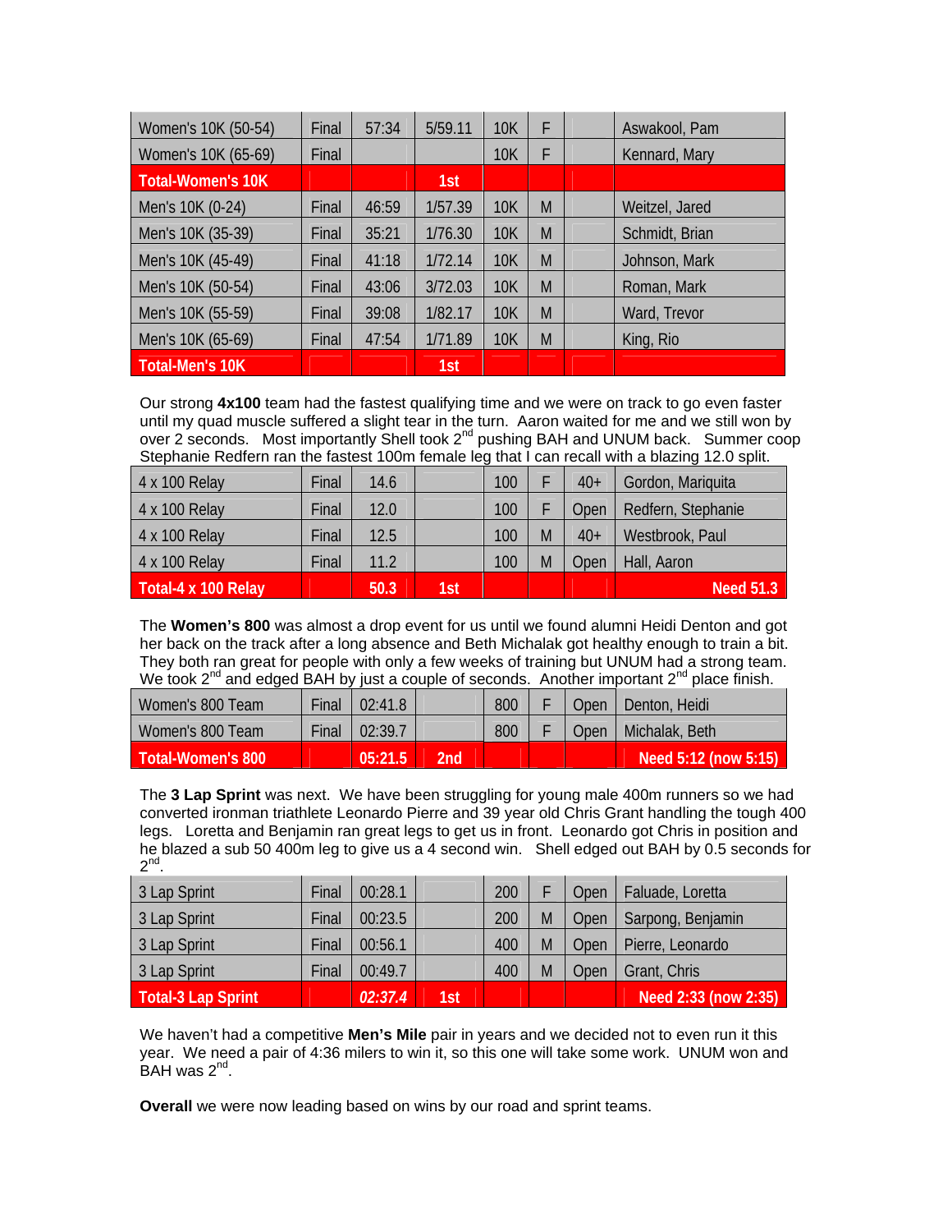| Women's 10K (50-54) | Final | 57:34 | 5/59.11 | 10K | F | | Aswakool, Pam |
|---|---|---|---|---|---|---|---|
| Women's 10K (65-69) | Final | | | 10K | F | | Kennard, Mary |
| **Total-Women's 10K** | | | **1st** | | | | |
| Men's 10K (0-24) | Final | 46:59 | 1/57.39 | 10K | M | | Weitzel, Jared |
| Men's 10K (35-39) | Final | 35:21 | 1/76.30 | 10K | M | | Schmidt, Brian |
| Men's 10K (45-49) | Final | 41:18 | 1/72.14 | 10K | M | | Johnson, Mark |
| Men's 10K (50-54) | Final | 43:06 | 3/72.03 | 10K | M | | Roman, Mark |
| Men's 10K (55-59) | Final | 39:08 | 1/82.17 | 10K | M | | Ward, Trevor |
| Men's 10K (65-69) | Final | 47:54 | 1/71.89 | 10K | M | | King, Rio |
| **Total-Men's 10K** | | | **1st** | | | | |

Our strong **4x100** team had the fastest qualifying time and we were on track to go even faster until my quad muscle suffered a slight tear in the turn. Aaron waited for me and we still won by over 2 seconds. Most importantly Shell took 2[nd] pushing BAH and UNUM back. Summer coop Stephanie Redfern ran the fastest 100m female leg that I can recall with a blazing 12.0 split.

| 4 x 100 Relay | Final | 14.6 | | 100 | F | 40+ | Gordon, Mariquita |
|---|---|---|---|---|---|---|---|
| 4 x 100 Relay | Final | 12.0 | | 100 | F | Open | Redfern, Stephanie |
| 4 x 100 Relay | Final | 12.5 | | 100 | M | 40+ | Westbrook, Paul |
| 4 x 100 Relay | Final | 11.2 | | 100 | M | Open | Hall, Aaron |
| **Total-4 x 100 Relay** | | **50.3** | **1st** | | | | **Need 51.3** |

The **Women's 800** was almost a drop event for us until we found alumni Heidi Denton and got her back on the track after a long absence and Beth Michalak got healthy enough to train a bit. They both ran great for people with only a few weeks of training but UNUM had a strong team. We took 2[nd] and edged BAH by just a couple of seconds. Another important 2[nd] place finish.

| Women's 800 Team | Final | 02:41.8 | | 800 | F | Open | Denton, Heidi |
|---|---|---|---|---|---|---|---|
| Women's 800 Team | Final | 02:39.7 | | 800 | F | Open | Michalak, Beth |
| **Total-Women's 800** | | **05:21.5** | **2nd** | | | | **Need 5:12 (now 5:15)** |

The **3 Lap Sprint** was next. We have been struggling for young male 400m runners so we had converted ironman triathlete Leonardo Pierre and 39 year old Chris Grant handling the tough 400 legs. Loretta and Benjamin ran great legs to get us in front. Leonardo got Chris in position and he blazed a sub 50 400m leg to give us a 4 second win. Shell edged out BAH by 0.5 seconds for 2[nd].

| 3 Lap Sprint | Final | 00:28.1 | | 200 | F | Open | Faluade, Loretta |
|---|---|---|---|---|---|---|---|
| 3 Lap Sprint | Final | 00:23.5 | | 200 | M | Open | Sarpong, Benjamin |
| 3 Lap Sprint | Final | 00:56.1 | | 400 | M | Open | Pierre, Leonardo |
| 3 Lap Sprint | Final | 00:49.7 | | 400 | M | Open | Grant, Chris |
| **Total-3 Lap Sprint** | | ***02:37.4*** | **1st** | | | | **Need 2:33 (now 2:35)** |

We haven't had a competitive **Men's Mile** pair in years and we decided not to even run it this year. We need a pair of 4:36 milers to win it, so this one will take some work. UNUM won and BAH was 2[nd].

**Overall** we were now leading based on wins by our road and sprint teams.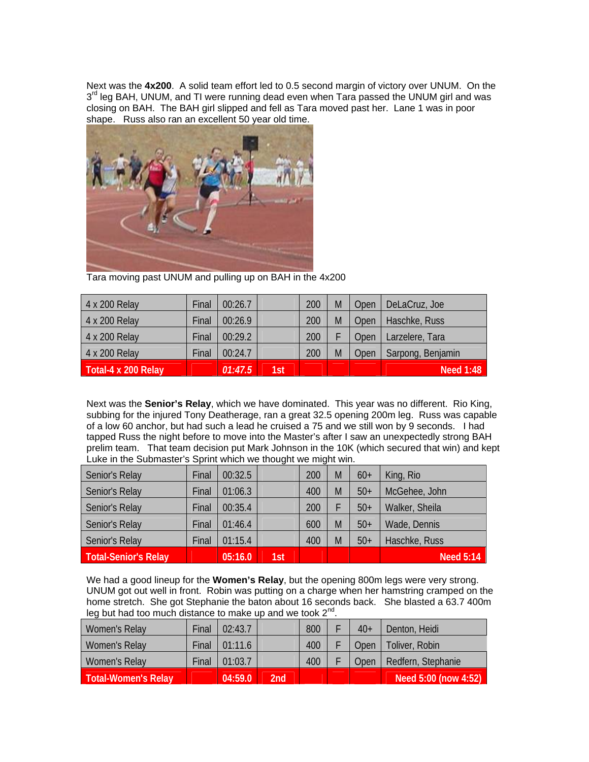Next was the **4x200**. A solid team effort led to 0.5 second margin of victory over UNUM. On the 3[rd] leg BAH, UNUM, and TI were running dead even when Tara passed the UNUM girl and was closing on BAH. The BAH girl slipped and fell as Tara moved past her. Lane 1 was in poor shape. Russ also ran an excellent 50 year old time.

Tara moving past UNUM and pulling up on BAH in the 4x200

| | | | | | | | |
|---|---|---|---|---|---|---|---|
| 4 x 200 Relay | Final | 00:26.7 | | 200 | M | Open | DeLaCruz, Joe |
| 4 x 200 Relay | Final | 00:26.9 | | 200 | M | Open | Haschke, Russ |
| 4 x 200 Relay | Final | 00:29.2 | | 200 | F | Open | Larzelere, Tara |
| 4 x 200 Relay | Final | 00:24.7 | | 200 | M | Open | Sarpong, Benjamin |
| **Total-4 x 200 Relay** | | ***01:47.5*** | **1st** | | | | **Need 1:48** |

Next was the **Senior's Relay**, which we have dominated. This year was no different. Rio King, subbing for the injured Tony Deatherage, ran a great 32.5 opening 200m leg. Russ was capable of a low 60 anchor, but had such a lead he cruised a 75 and we still won by 9 seconds. I had tapped Russ the night before to move into the Master's after I saw an unexpectedly strong BAH prelim team. That team decision put Mark Johnson in the 10K (which secured that win) and kept Luke in the Submaster's Sprint which we thought we might win.

| | | | | | | | |
|---|---|---|---|---|---|---|---|
| Senior's Relay | Final | 00:32.5 | | 200 | M | 60+ | King, Rio |
| Senior's Relay | Final | 01:06.3 | | 400 | M | 50+ | McGehee, John |
| Senior's Relay | Final | 00:35.4 | | 200 | F | 50+ | Walker, Sheila |
| Senior's Relay | Final | 01:46.4 | | 600 | M | 50+ | Wade, Dennis |
| Senior's Relay | Final | 01:15.4 | | 400 | M | 50+ | Haschke, Russ |
| **Total-Senior's Relay** | | **05:16.0** | **1st** | | | | **Need 5:14** |

We had a good lineup for the **Women's Relay**, but the opening 800m legs were very strong. UNUM got out well in front. Robin was putting on a charge when her hamstring cramped on the home stretch. She got Stephanie the baton about 16 seconds back. She blasted a 63.7 400m leg but had too much distance to make up and we took 2[nd].

| | | | | | | | |
|---|---|---|---|---|---|---|---|
| Women's Relay | Final | 02:43.7 | | 800 | F | 40+ | Denton, Heidi |
| Women's Relay | Final | 01:11.6 | | 400 | F | Open | Toliver, Robin |
| Women's Relay | Final | 01:03.7 | | 400 | F | Open | Redfern, Stephanie |
| **Total-Women's Relay** | | **04:59.0** | **2nd** | | | | **Need 5:00 (now 4:52)** |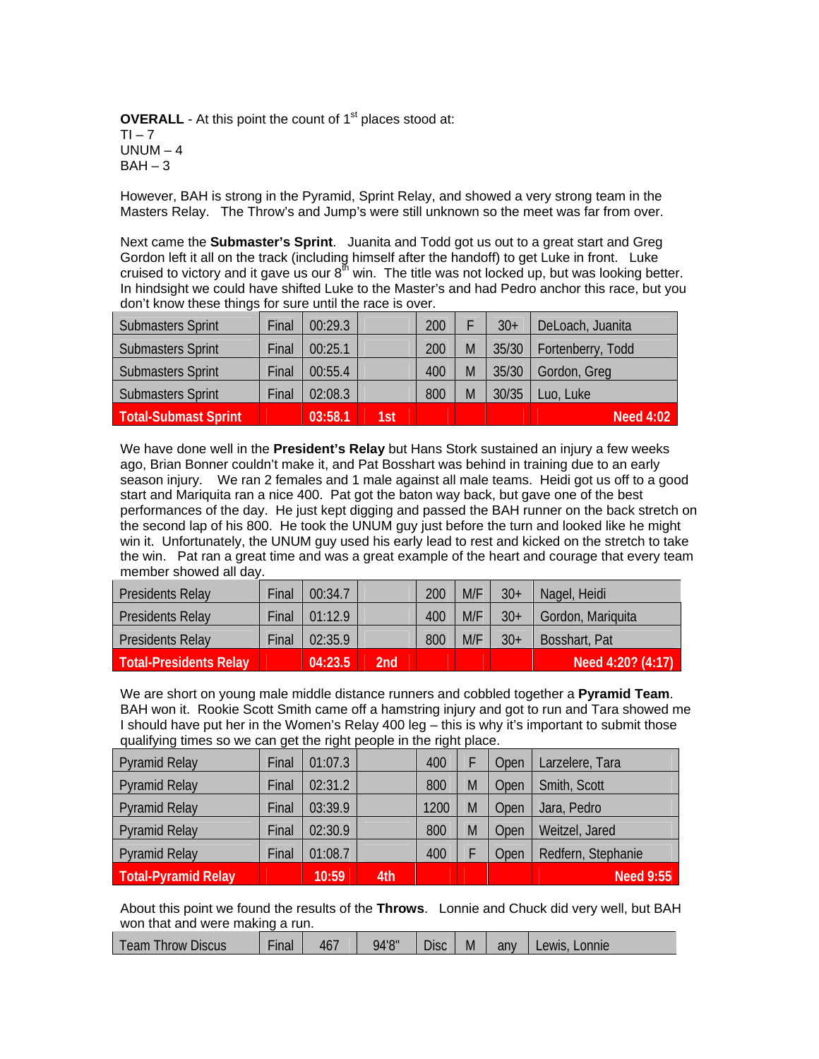**OVERALL** - At this point the count of 1st places stood at:
TI – 7
UNUM – 4
BAH – 3

However, BAH is strong in the Pyramid, Sprint Relay, and showed a very strong team in the Masters Relay. The Throw's and Jump's were still unknown so the meet was far from over.

Next came the **Submaster's Sprint**. Juanita and Todd got us out to a great start and Greg Gordon left it all on the track (including himself after the handoff) to get Luke in front. Luke cruised to victory and it gave us our 8th win. The title was not locked up, but was looking better. In hindsight we could have shifted Luke to the Master's and had Pedro anchor this race, but you don't know these things for sure until the race is over.

| | | | | | | | |
|---|---|---|---|---|---|---|---|
| Submasters Sprint | Final | 00:29.3 | | 200 | F | 30+ | DeLoach, Juanita |
| Submasters Sprint | Final | 00:25.1 | | 200 | M | 35/30 | Fortenberry, Todd |
| Submasters Sprint | Final | 00:55.4 | | 400 | M | 35/30 | Gordon, Greg |
| Submasters Sprint | Final | 02:08.3 | | 800 | M | 30/35 | Luo, Luke |
| **Total-Submast Sprint** | | **03:58.1** | **1st** | | | | **Need 4:02** |

We have done well in the **President's Relay** but Hans Stork sustained an injury a few weeks ago, Brian Bonner couldn't make it, and Pat Bosshart was behind in training due to an early season injury. We ran 2 females and 1 male against all male teams. Heidi got us off to a good start and Mariquita ran a nice 400. Pat got the baton way back, but gave one of the best performances of the day. He just kept digging and passed the BAH runner on the back stretch on the second lap of his 800. He took the UNUM guy just before the turn and looked like he might win it. Unfortunately, the UNUM guy used his early lead to rest and kicked on the stretch to take the win. Pat ran a great time and was a great example of the heart and courage that every team member showed all day.

| | | | | | | | |
|---|---|---|---|---|---|---|---|
| Presidents Relay | Final | 00:34.7 | | 200 | M/F | 30+ | Nagel, Heidi |
| Presidents Relay | Final | 01:12.9 | | 400 | M/F | 30+ | Gordon, Mariquita |
| Presidents Relay | Final | 02:35.9 | | 800 | M/F | 30+ | Bosshart, Pat |
| **Total-Presidents Relay** | | **04:23.5** | **2nd** | | | | **Need 4:20? (4:17)** |

We are short on young male middle distance runners and cobbled together a **Pyramid Team**. BAH won it. Rookie Scott Smith came off a hamstring injury and got to run and Tara showed me I should have put her in the Women's Relay 400 leg – this is why it's important to submit those qualifying times so we can get the right people in the right place.

| | | | | | | | |
|---|---|---|---|---|---|---|---|
| Pyramid Relay | Final | 01:07.3 | | 400 | F | Open | Larzelere, Tara |
| Pyramid Relay | Final | 02:31.2 | | 800 | M | Open | Smith, Scott |
| Pyramid Relay | Final | 03:39.9 | | 1200 | M | Open | Jara, Pedro |
| Pyramid Relay | Final | 02:30.9 | | 800 | M | Open | Weitzel, Jared |
| Pyramid Relay | Final | 01:08.7 | | 400 | F | Open | Redfern, Stephanie |
| **Total-Pyramid Relay** | | **10:59** | **4th** | | | | **Need 9:55** |

About this point we found the results of the **Throws**. Lonnie and Chuck did very well, but BAH won that and were making a run.

| | | | | | | | |
|---|---|---|---|---|---|---|---|
| Team Throw Discus | Final | 467 | 94'8" | Disc | M | any | Lewis, Lonnie |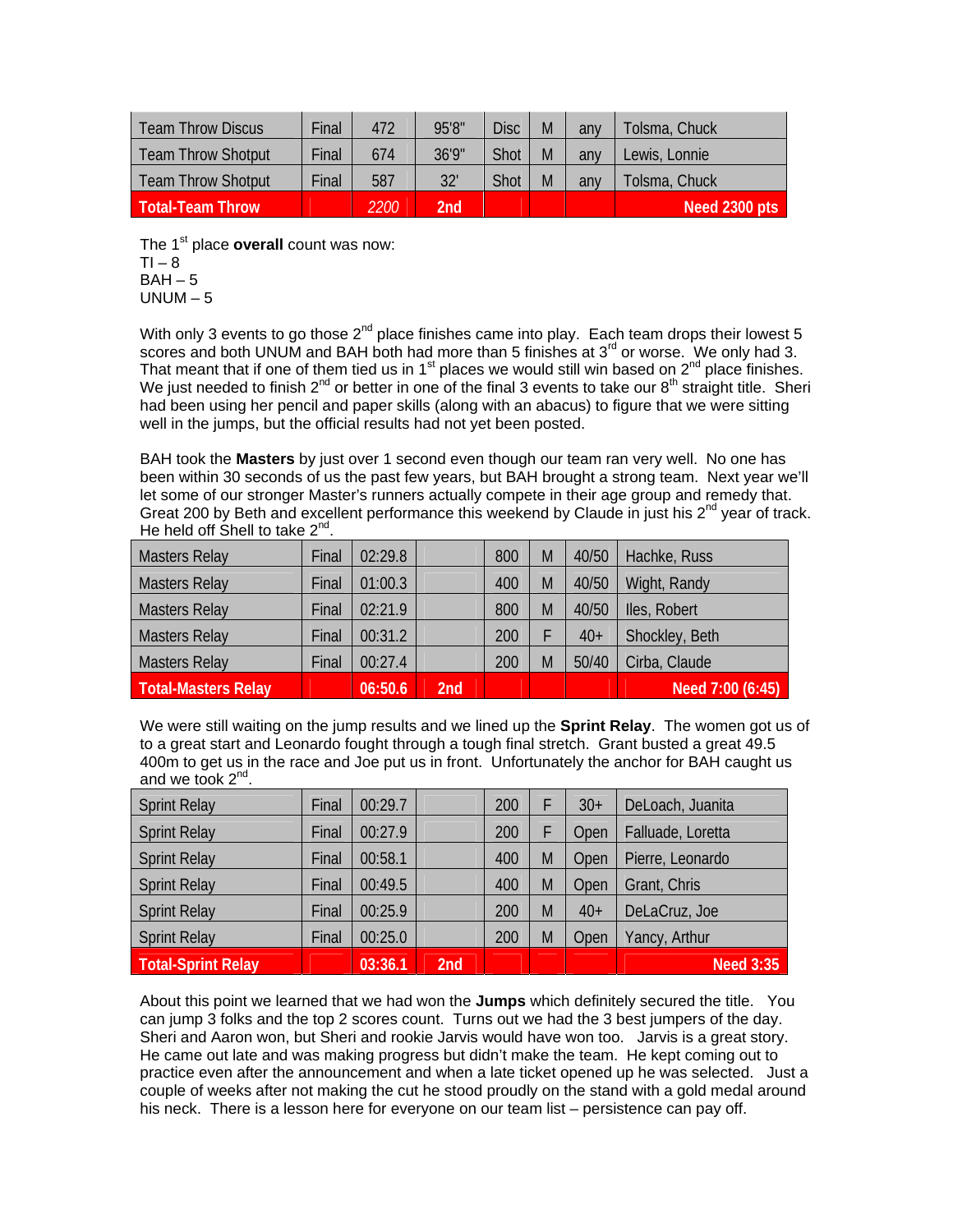| Team Throw Discus | Final | 472 | 95'8" | Disc | M | any | Tolsma, Chuck |
|---|---|---|---|---|---|---|---|
| Team Throw Shotput | Final | 674 | 36'9" | Shot | M | any | Lewis, Lonnie |
| Team Throw Shotput | Final | 587 | 32' | Shot | M | any | Tolsma, Chuck |
| **Total-Team Throw** | | *2200* | **2nd** | | | | **Need 2300 pts** |

The 1st place **overall** count was now:
TI – 8
BAH – 5
UNUM – 5

With only 3 events to go those 2nd place finishes came into play. Each team drops their lowest 5 scores and both UNUM and BAH both had more than 5 finishes at 3rd or worse. We only had 3. That meant that if one of them tied us in 1st places we would still win based on 2nd place finishes. We just needed to finish 2nd or better in one of the final 3 events to take our 8th straight title. Sheri had been using her pencil and paper skills (along with an abacus) to figure that we were sitting well in the jumps, but the official results had not yet been posted.

BAH took the **Masters** by just over 1 second even though our team ran very well. No one has been within 30 seconds of us the past few years, but BAH brought a strong team. Next year we'll let some of our stronger Master's runners actually compete in their age group and remedy that. Great 200 by Beth and excellent performance this weekend by Claude in just his 2nd year of track. He held off Shell to take 2nd.

| Masters Relay | Final | 02:29.8 | | 800 | M | 40/50 | Hachke, Russ |
|---|---|---|---|---|---|---|---|
| Masters Relay | Final | 01:00.3 | | 400 | M | 40/50 | Wight, Randy |
| Masters Relay | Final | 02:21.9 | | 800 | M | 40/50 | Iles, Robert |
| Masters Relay | Final | 00:31.2 | | 200 | F | 40+ | Shockley, Beth |
| Masters Relay | Final | 00:27.4 | | 200 | M | 50/40 | Cirba, Claude |
| **Total-Masters Relay** | | **06:50.6** | **2nd** | | | | **Need 7:00 (6:45)** |

We were still waiting on the jump results and we lined up the **Sprint Relay**. The women got us of to a great start and Leonardo fought through a tough final stretch. Grant busted a great 49.5 400m to get us in the race and Joe put us in front. Unfortunately the anchor for BAH caught us and we took 2nd.

| Sprint Relay | Final | 00:29.7 | | 200 | F | 30+ | DeLoach, Juanita |
|---|---|---|---|---|---|---|---|
| Sprint Relay | Final | 00:27.9 | | 200 | F | Open | Falluade, Loretta |
| Sprint Relay | Final | 00:58.1 | | 400 | M | Open | Pierre, Leonardo |
| Sprint Relay | Final | 00:49.5 | | 400 | M | Open | Grant, Chris |
| Sprint Relay | Final | 00:25.9 | | 200 | M | 40+ | DeLaCruz, Joe |
| Sprint Relay | Final | 00:25.0 | | 200 | M | Open | Yancy, Arthur |
| **Total-Sprint Relay** | | **03:36.1** | **2nd** | | | | **Need 3:35** |

About this point we learned that we had won the **Jumps** which definitely secured the title. You can jump 3 folks and the top 2 scores count. Turns out we had the 3 best jumpers of the day. Sheri and Aaron won, but Sheri and rookie Jarvis would have won too. Jarvis is a great story. He came out late and was making progress but didn't make the team. He kept coming out to practice even after the announcement and when a late ticket opened up he was selected. Just a couple of weeks after not making the cut he stood proudly on the stand with a gold medal around his neck. There is a lesson here for everyone on our team list – persistence can pay off.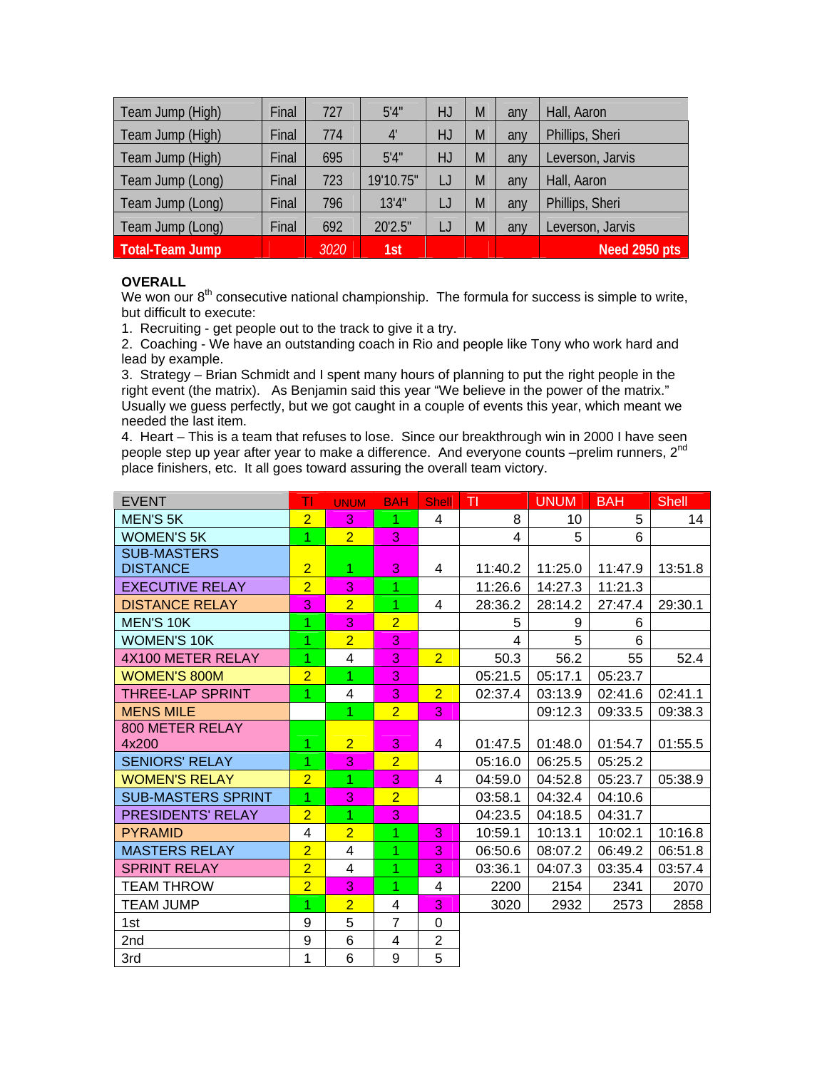| | | | | | | | |
|---|---|---|---|---|---|---|---|
| Team Jump (High) | Final | 727 | 5'4" | HJ | M | any | Hall, Aaron |
| Team Jump (High) | Final | 774 | 4' | HJ | M | any | Phillips, Sheri |
| Team Jump (High) | Final | 695 | 5'4" | HJ | M | any | Leverson, Jarvis |
| Team Jump (Long) | Final | 723 | 19'10.75" | LJ | M | any | Hall, Aaron |
| Team Jump (Long) | Final | 796 | 13'4" | LJ | M | any | Phillips, Sheri |
| Team Jump (Long) | Final | 692 | 20'2.5" | LJ | M | any | Leverson, Jarvis |
| **Total-Team Jump** | | *3020* | **1st** | | | | **Need 2950 pts** |

**OVERALL**

We won our 8th consecutive national championship. The formula for success is simple to write, but difficult to execute:

1. Recruiting - get people out to the track to give it a try.
2. Coaching - We have an outstanding coach in Rio and people like Tony who work hard and lead by example.
3. Strategy – Brian Schmidt and I spent many hours of planning to put the right people in the right event (the matrix). As Benjamin said this year "We believe in the power of the matrix." Usually we guess perfectly, but we got caught in a couple of events this year, which meant we needed the last item.
4. Heart – This is a team that refuses to lose. Since our breakthrough win in 2000 I have seen people step up year after year to make a difference. And everyone counts –prelim runners, 2nd place finishers, etc. It all goes toward assuring the overall team victory.

| EVENT | TI | UNUM | BAH | Shell | TI | UNUM | BAH | Shell |
|---|---|---|---|---|---|---|---|---|
| MEN'S 5K | 2 | 3 | 1 | 4 | 8 | 10 | 5 | 14 |
| WOMEN'S 5K | 1 | 2 | 3 | | 4 | 5 | 6 | |
| SUB-MASTERS DISTANCE | 2 | 1 | 3 | 4 | 11:40.2 | 11:25.0 | 11:47.9 | 13:51.8 |
| EXECUTIVE RELAY | 2 | 3 | 1 | | 11:26.6 | 14:27.3 | 11:21.3 | |
| DISTANCE RELAY | 3 | 2 | 1 | 4 | 28:36.2 | 28:14.2 | 27:47.4 | 29:30.1 |
| MEN'S 10K | 1 | 3 | 2 | | 5 | 9 | 6 | |
| WOMEN'S 10K | 1 | 2 | 3 | | 4 | 5 | 6 | |
| 4X100 METER RELAY | 1 | 4 | 3 | 2 | 50.3 | 56.2 | 55 | 52.4 |
| WOMEN'S 800M | 2 | 1 | 3 | | 05:21.5 | 05:17.1 | 05:23.7 | |
| THREE-LAP SPRINT | 1 | 4 | 3 | 2 | 02:37.4 | 03:13.9 | 02:41.6 | 02:41.1 |
| MENS MILE | | 1 | 2 | 3 | | 09:12.3 | 09:33.5 | 09:38.3 |
| 800 METER RELAY 4x200 | 1 | 2 | 3 | 4 | 01:47.5 | 01:48.0 | 01:54.7 | 01:55.5 |
| SENIORS' RELAY | 1 | 3 | 2 | | 05:16.0 | 06:25.5 | 05:25.2 | |
| WOMEN'S RELAY | 2 | 1 | 3 | 4 | 04:59.0 | 04:52.8 | 05:23.7 | 05:38.9 |
| SUB-MASTERS SPRINT | 1 | 3 | 2 | | 03:58.1 | 04:32.4 | 04:10.6 | |
| PRESIDENTS' RELAY | 2 | 1 | 3 | | 04:23.5 | 04:18.5 | 04:31.7 | |
| PYRAMID | 4 | 2 | 1 | 3 | 10:59.1 | 10:13.1 | 10:02.1 | 10:16.8 |
| MASTERS RELAY | 2 | 4 | 1 | 3 | 06:50.6 | 08:07.2 | 06:49.2 | 06:51.8 |
| SPRINT RELAY | 2 | 4 | 1 | 3 | 03:36.1 | 04:07.3 | 03:35.4 | 03:57.4 |
| TEAM THROW | 2 | 3 | 1 | 4 | 2200 | 2154 | 2341 | 2070 |
| TEAM JUMP | 1 | 2 | 4 | 3 | 3020 | 2932 | 2573 | 2858 |
| 1st | 9 | 5 | 7 | 0 | | | | |
| 2nd | 9 | 6 | 4 | 2 | | | | |
| 3rd | 1 | 6 | 9 | 5 | | | | |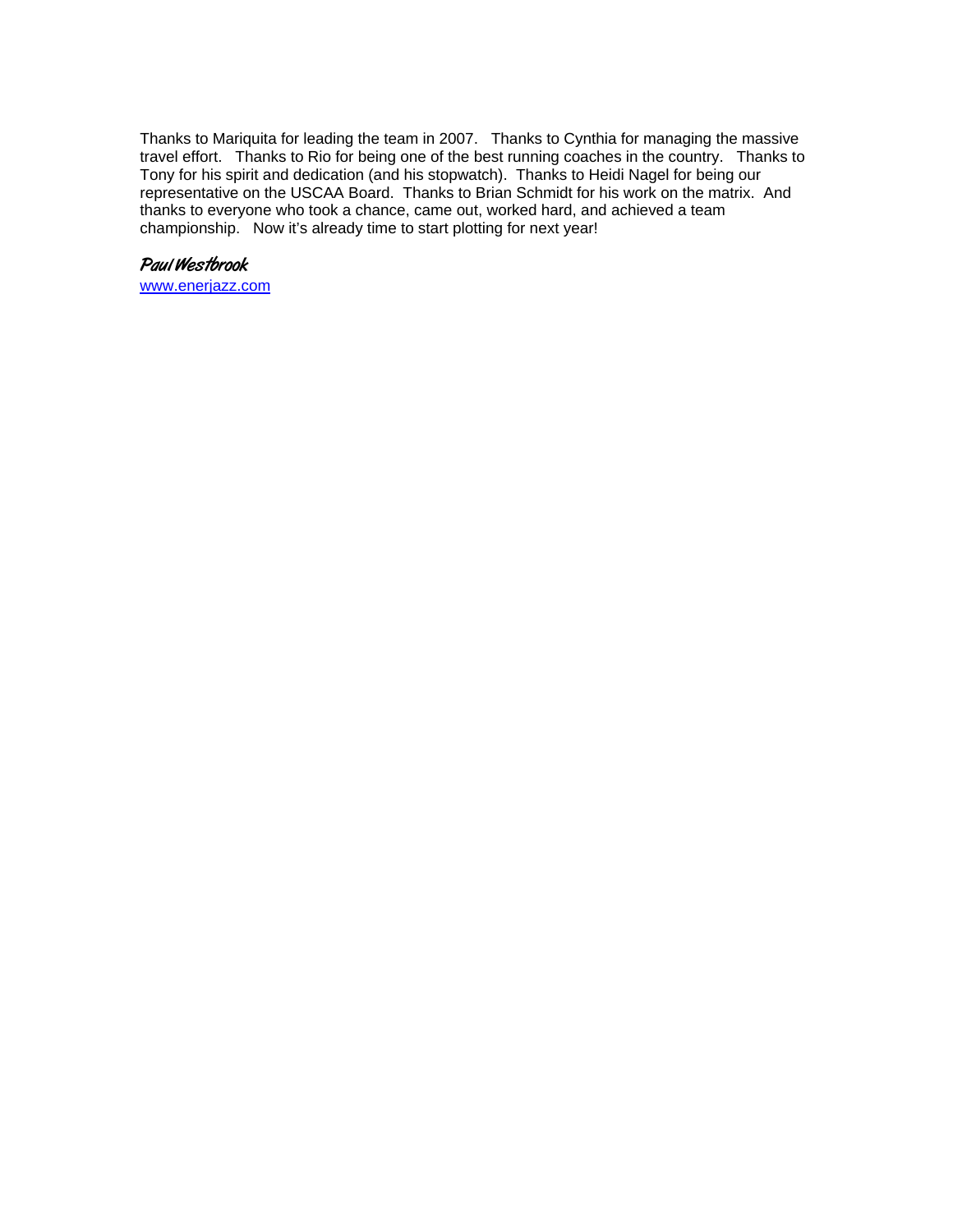Thanks to Mariquita for leading the team in 2007. Thanks to Cynthia for managing the massive travel effort. Thanks to Rio for being one of the best running coaches in the country. Thanks to Tony for his spirit and dedication (and his stopwatch). Thanks to Heidi Nagel for being our representative on the USCAA Board. Thanks to Brian Schmidt for his work on the matrix. And thanks to everyone who took a chance, came out, worked hard, and achieved a team championship. Now it's already time to start plotting for next year!

*Paul Westbrook*

www.enerjazz.com